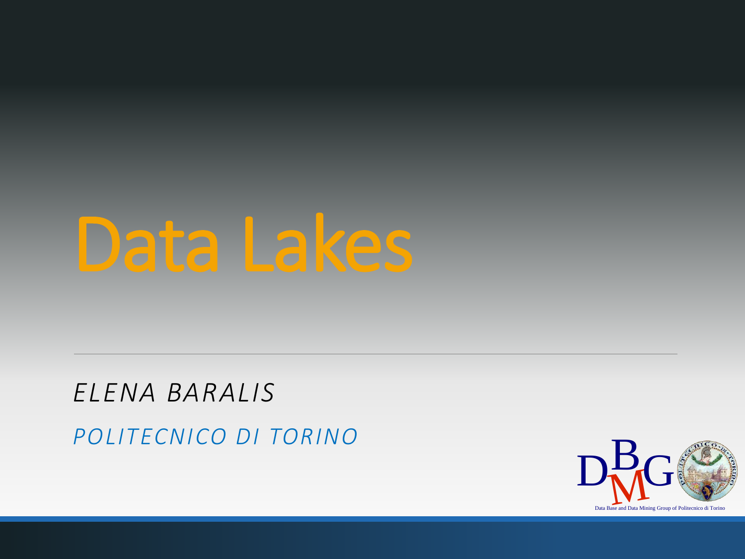# Data Lakes

*ELENA BARALIS*

*POLITECNICO DI TORINO*

Data Base and Data Mining Group of Politecnico di Torino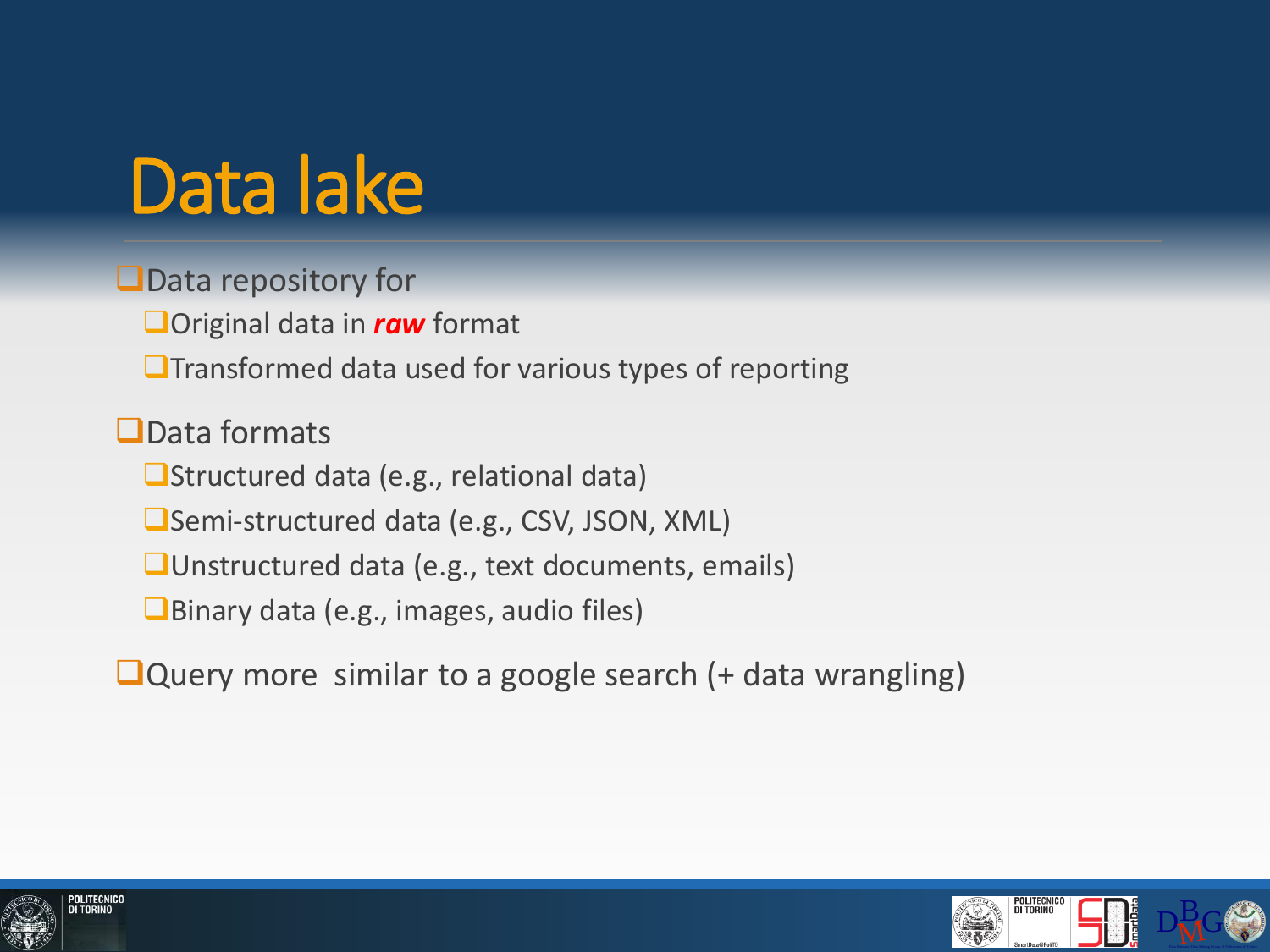# Data lake

- Data repository for
  - Original data in ***raw*** format
  - Transformed data used for various types of reporting
- Data formats
  - Structured data (e.g., relational data)
  - Semi-structured data (e.g., CSV, JSON, XML)
  - Unstructured data (e.g., text documents, emails)
  - Binary data (e.g., images, audio files)
- Query more similar to a google search (+ data wrangling)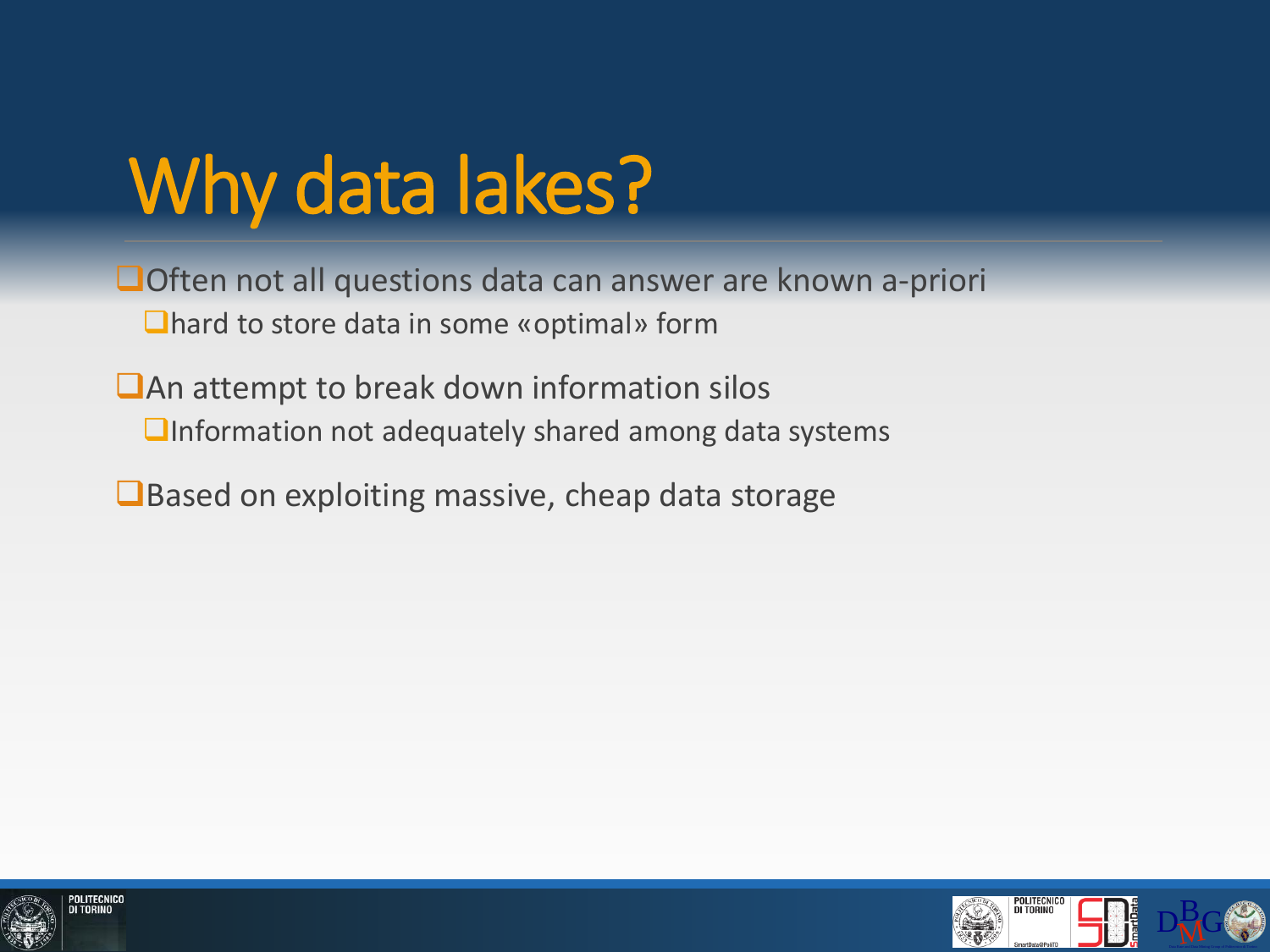# Why data lakes?

- Often not all questions data can answer are known a-priori
  - hard to store data in some «optimal» form
- An attempt to break down information silos
  - Information not adequately shared among data systems
- Based on exploiting massive, cheap data storage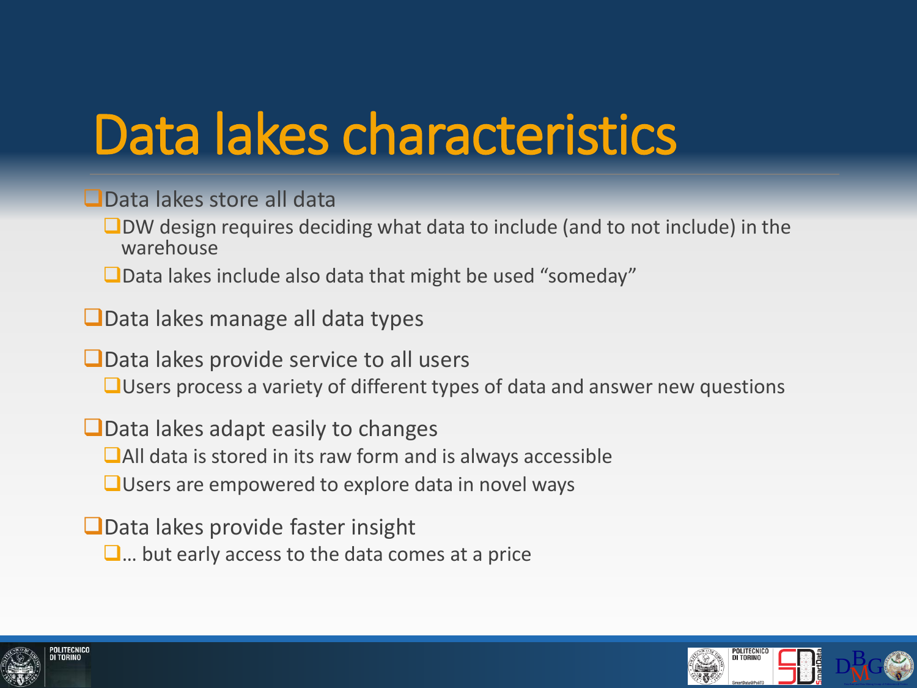# Data lakes characteristics

- Data lakes store all data
  - DW design requires deciding what data to include (and to not include) in the warehouse
  - Data lakes include also data that might be used “someday”
- Data lakes manage all data types
- Data lakes provide service to all users
  - Users process a variety of different types of data and answer new questions
- Data lakes adapt easily to changes
  - All data is stored in its raw form and is always accessible
  - Users are empowered to explore data in novel ways
- Data lakes provide faster insight
  - … but early access to the data comes at a price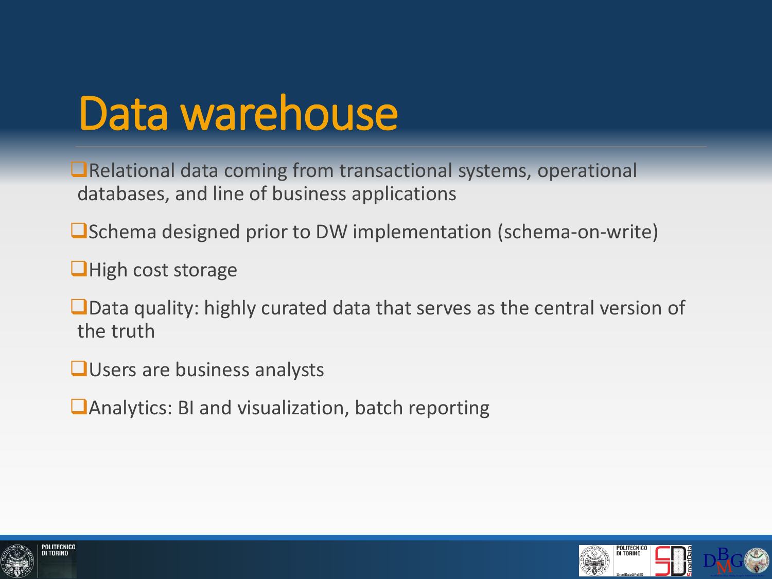# Data warehouse

- Relational data coming from transactional systems, operational databases, and line of business applications
- Schema designed prior to DW implementation (schema-on-write)
- High cost storage
- Data quality: highly curated data that serves as the central version of the truth
- Users are business analysts
- Analytics: BI and visualization, batch reporting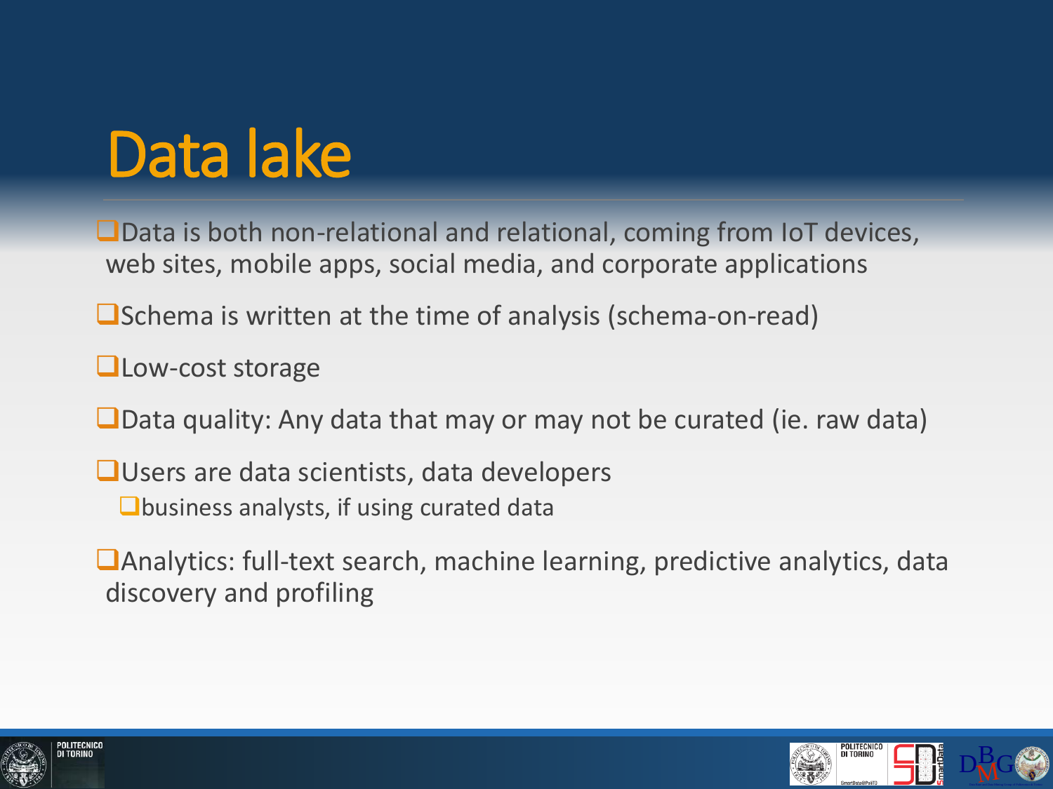# Data lake

- Data is both non-relational and relational, coming from IoT devices, web sites, mobile apps, social media, and corporate applications
- Schema is written at the time of analysis (schema-on-read)
- Low-cost storage
- Data quality: Any data that may or may not be curated (ie. raw data)
- Users are data scientists, data developers
  - business analysts, if using curated data
- Analytics: full-text search, machine learning, predictive analytics, data discovery and profiling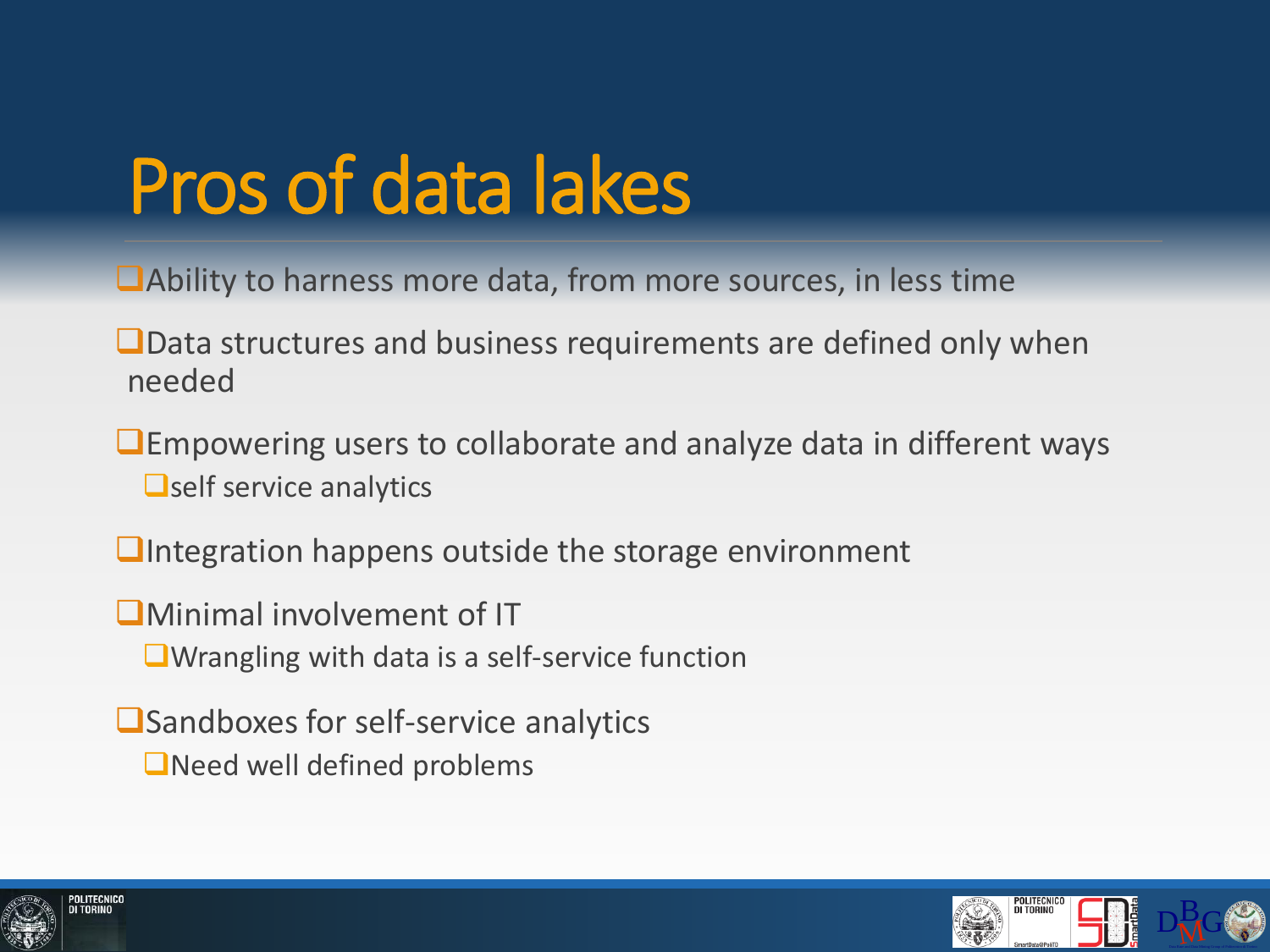# Pros of data lakes

- Ability to harness more data, from more sources, in less time
- Data structures and business requirements are defined only when needed
- Empowering users to collaborate and analyze data in different ways
  - self service analytics
- Integration happens outside the storage environment
- Minimal involvement of IT
  - Wrangling with data is a self-service function
- Sandboxes for self-service analytics
  - Need well defined problems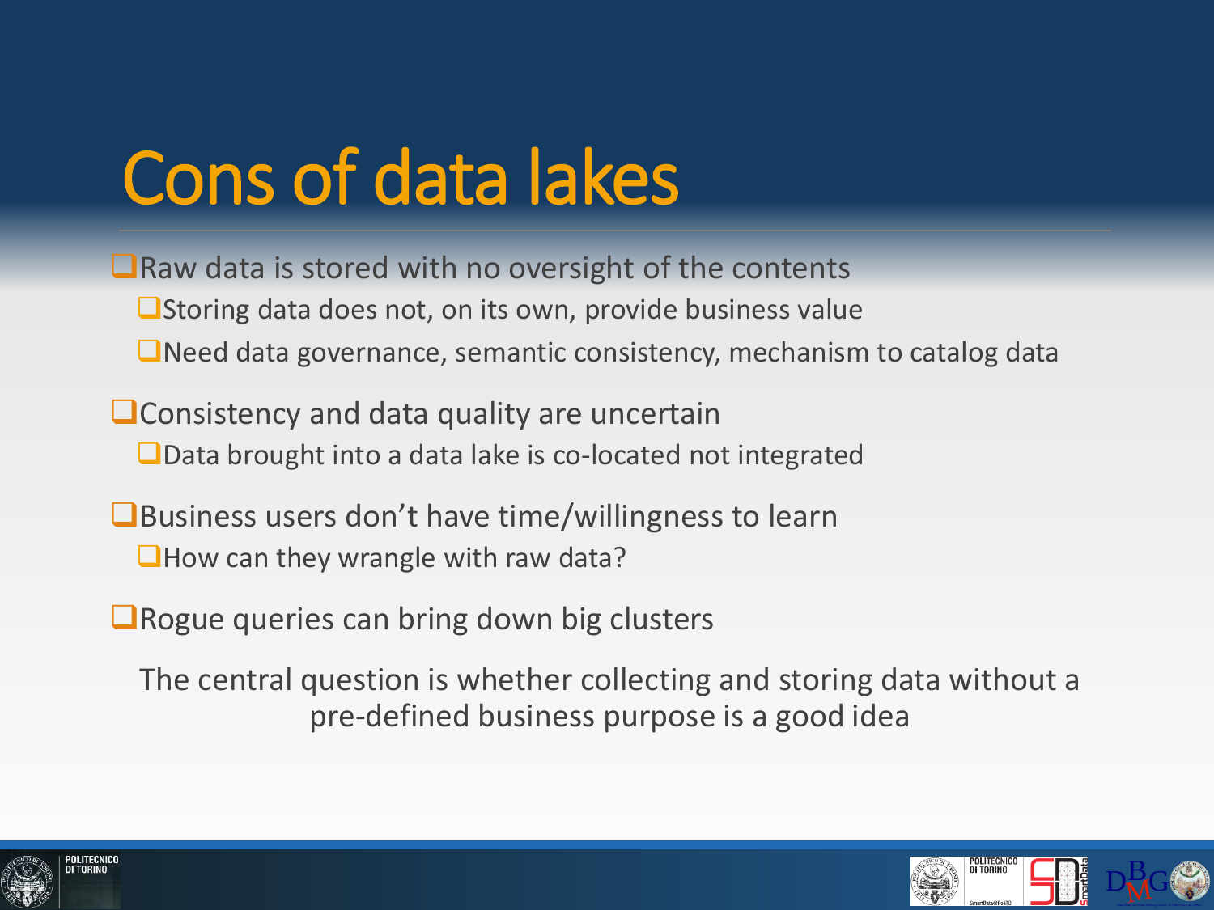# Cons of data lakes

- Raw data is stored with no oversight of the contents
  - Storing data does not, on its own, provide business value
  - Need data governance, semantic consistency, mechanism to catalog data
- Consistency and data quality are uncertain
  - Data brought into a data lake is co-located not integrated
- Business users don't have time/willingness to learn
  - How can they wrangle with raw data?
- Rogue queries can bring down big clusters

The central question is whether collecting and storing data without a pre-defined business purpose is a good idea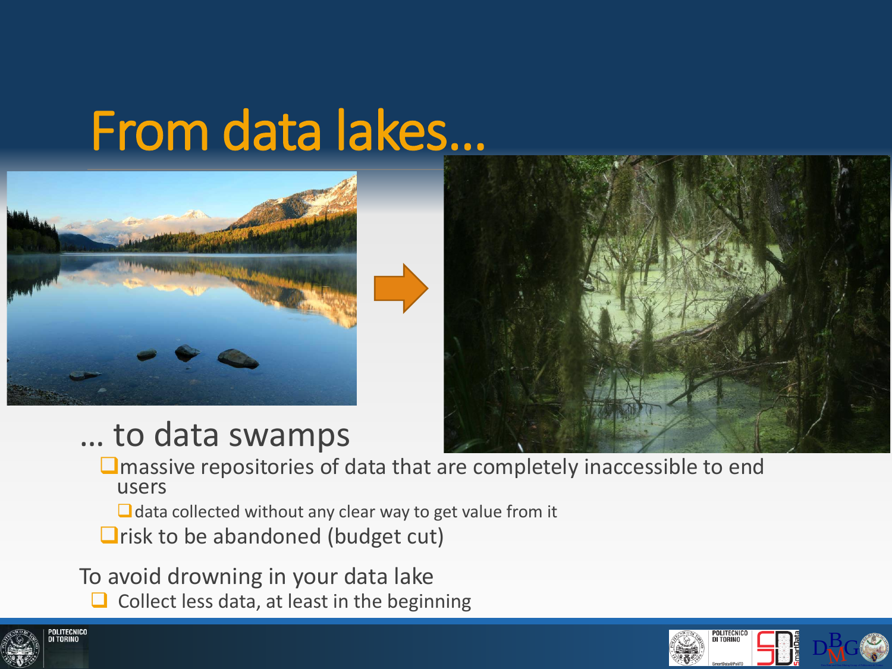# From data lakes…

… to data swamps

- massive repositories of data that are completely inaccessible to end users
  - data collected without any clear way to get value from it
- risk to be abandoned (budget cut)

To avoid drowning in your data lake

- Collect less data, at least in the beginning